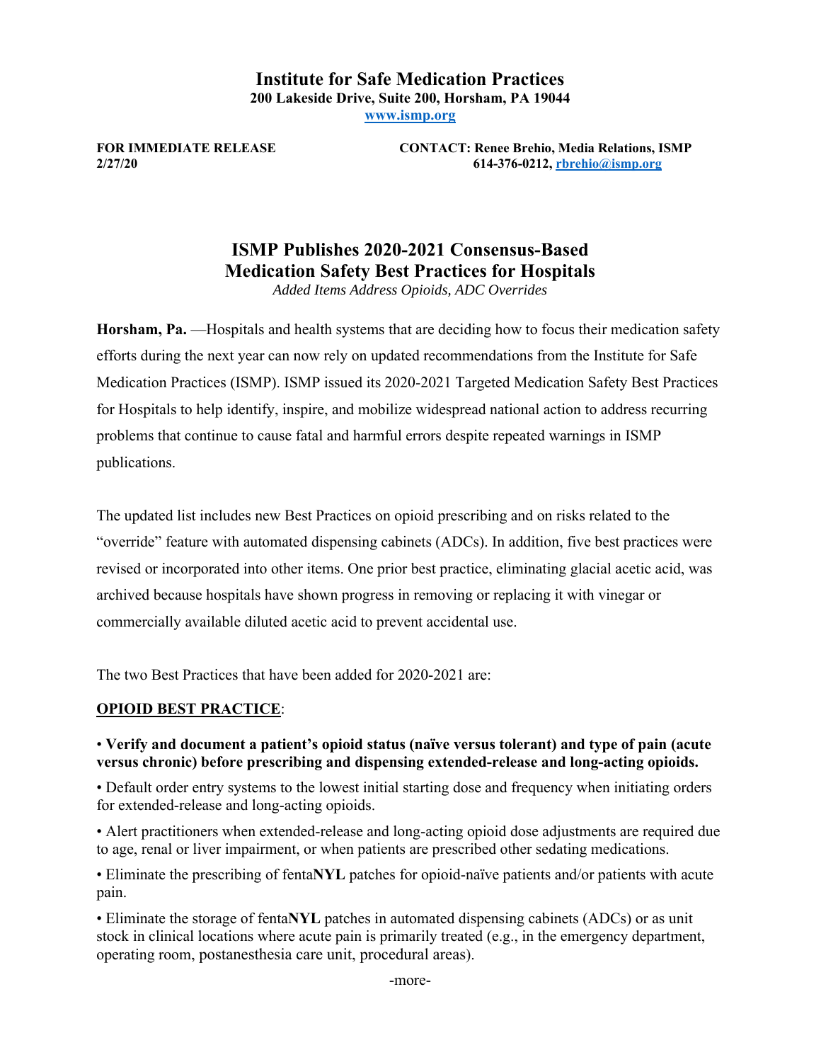# Institute for Safe Medication Practices

**200 Lakeside Drive, Suite 200, Horsham, PA 19044**

**www.ismp.org**

**FOR IMMEDIATE RELEASE**
**2/27/20**

**CONTACT: Renee Brehio, Media Relations, ISMP**
**614-376-0212, rbrehio@ismp.org**

## ISMP Publishes 2020-2021 Consensus-Based Medication Safety Best Practices for Hospitals

*Added Items Address Opioids, ADC Overrides*

**Horsham, Pa.** —Hospitals and health systems that are deciding how to focus their medication safety efforts during the next year can now rely on updated recommendations from the Institute for Safe Medication Practices (ISMP). ISMP issued its 2020-2021 Targeted Medication Safety Best Practices for Hospitals to help identify, inspire, and mobilize widespread national action to address recurring problems that continue to cause fatal and harmful errors despite repeated warnings in ISMP publications.

The updated list includes new Best Practices on opioid prescribing and on risks related to the "override" feature with automated dispensing cabinets (ADCs). In addition, five best practices were revised or incorporated into other items. One prior best practice, eliminating glacial acetic acid, was archived because hospitals have shown progress in removing or replacing it with vinegar or commercially available diluted acetic acid to prevent accidental use.

The two Best Practices that have been added for 2020-2021 are:

**OPIOID BEST PRACTICE**:

- **Verify and document a patient's opioid status (naïve versus tolerant) and type of pain (acute versus chronic) before prescribing and dispensing extended-release and long-acting opioids.**
- Default order entry systems to the lowest initial starting dose and frequency when initiating orders for extended-release and long-acting opioids.
- Alert practitioners when extended-release and long-acting opioid dose adjustments are required due to age, renal or liver impairment, or when patients are prescribed other sedating medications.
- Eliminate the prescribing of fenta**NYL** patches for opioid-naïve patients and/or patients with acute pain.
- Eliminate the storage of fenta**NYL** patches in automated dispensing cabinets (ADCs) or as unit stock in clinical locations where acute pain is primarily treated (e.g., in the emergency department, operating room, postanesthesia care unit, procedural areas).

-more-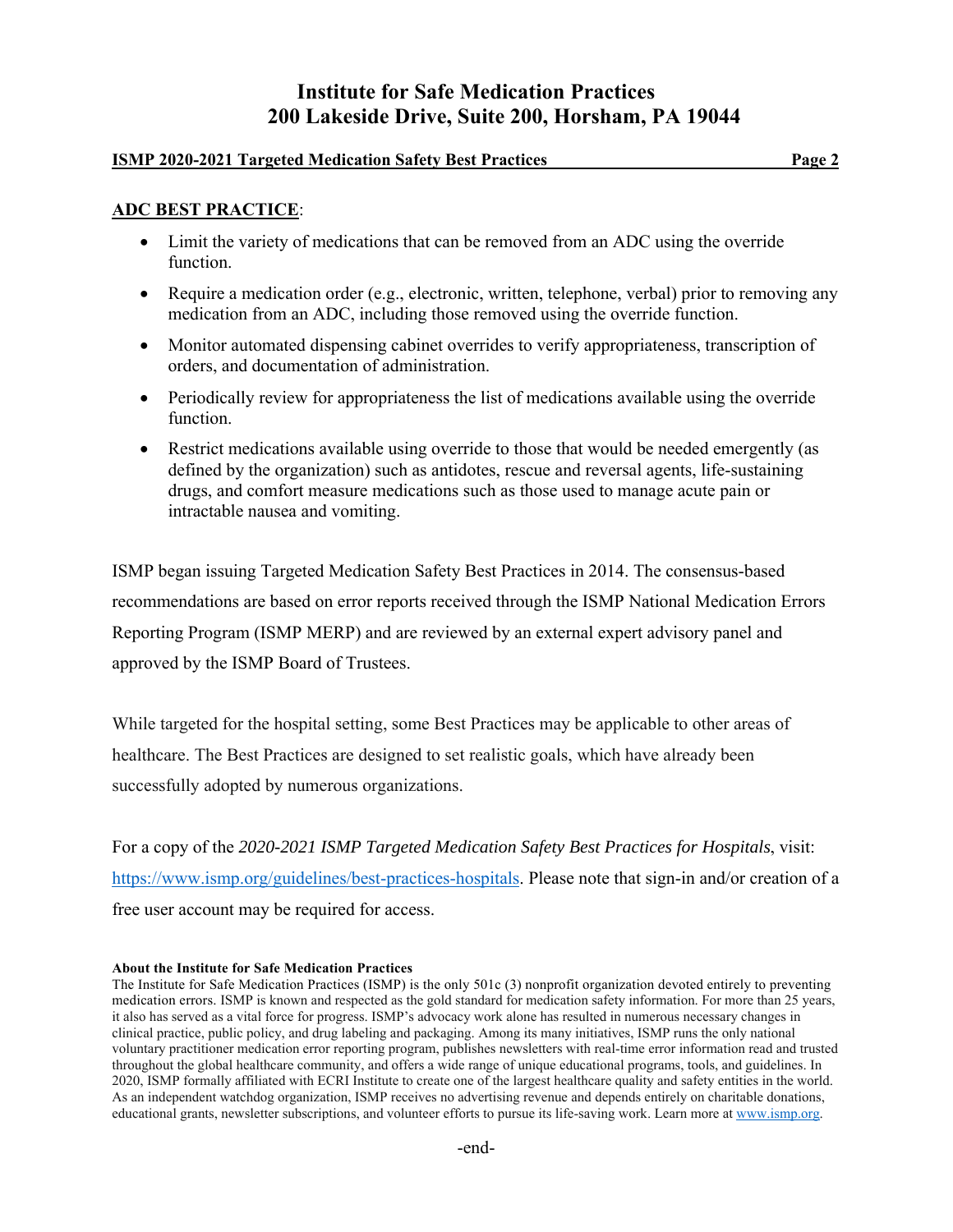**ADC BEST PRACTICE**:

- Limit the variety of medications that can be removed from an ADC using the override function.
- Require a medication order (e.g., electronic, written, telephone, verbal) prior to removing any medication from an ADC, including those removed using the override function.
- Monitor automated dispensing cabinet overrides to verify appropriateness, transcription of orders, and documentation of administration.
- Periodically review for appropriateness the list of medications available using the override function.
- Restrict medications available using override to those that would be needed emergently (as defined by the organization) such as antidotes, rescue and reversal agents, life-sustaining drugs, and comfort measure medications such as those used to manage acute pain or intractable nausea and vomiting.

ISMP began issuing Targeted Medication Safety Best Practices in 2014. The consensus-based recommendations are based on error reports received through the ISMP National Medication Errors Reporting Program (ISMP MERP) and are reviewed by an external expert advisory panel and approved by the ISMP Board of Trustees.

While targeted for the hospital setting, some Best Practices may be applicable to other areas of healthcare. The Best Practices are designed to set realistic goals, which have already been successfully adopted by numerous organizations.

For a copy of the *2020-2021 ISMP Targeted Medication Safety Best Practices for Hospitals*, visit: https://www.ismp.org/guidelines/best-practices-hospitals. Please note that sign-in and/or creation of a free user account may be required for access.

**About the Institute for Safe Medication Practices**

The Institute for Safe Medication Practices (ISMP) is the only 501c (3) nonprofit organization devoted entirely to preventing medication errors. ISMP is known and respected as the gold standard for medication safety information. For more than 25 years, it also has served as a vital force for progress. ISMP's advocacy work alone has resulted in numerous necessary changes in clinical practice, public policy, and drug labeling and packaging. Among its many initiatives, ISMP runs the only national voluntary practitioner medication error reporting program, publishes newsletters with real-time error information read and trusted throughout the global healthcare community, and offers a wide range of unique educational programs, tools, and guidelines. In 2020, ISMP formally affiliated with ECRI Institute to create one of the largest healthcare quality and safety entities in the world. As an independent watchdog organization, ISMP receives no advertising revenue and depends entirely on charitable donations, educational grants, newsletter subscriptions, and volunteer efforts to pursue its life-saving work. Learn more at www.ismp.org.

-end-